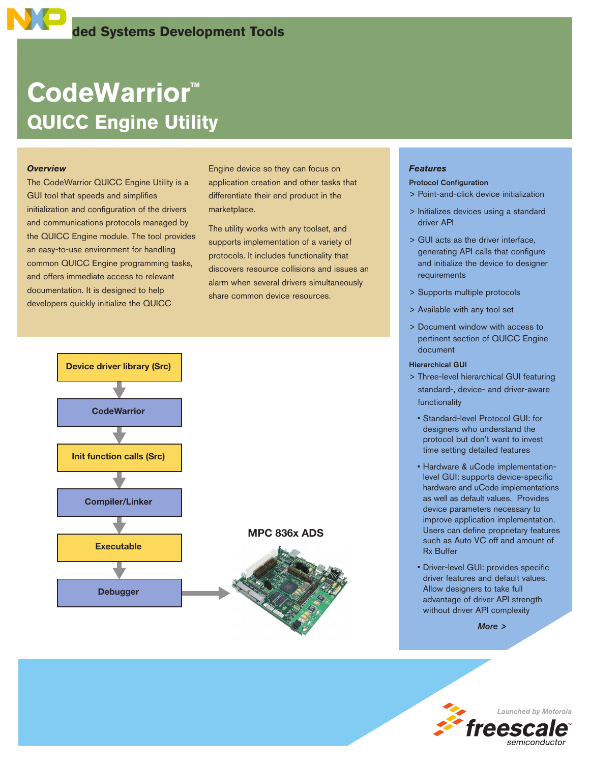ded Systems Development Tools

# CodeWarrior™

## QUICC Engine Utility

### *Overview*

The CodeWarrior QUICC Engine Utility is a GUI tool that speeds and simplifies initialization and configuration of the drivers and communications protocols managed by the QUICC Engine module. The tool provides an easy-to-use environment for handling common QUICC Engine programming tasks, and offers immediate access to relevant documentation. It is designed to help developers quickly initialize the QUICC Engine device so they can focus on application creation and other tasks that differentiate their end product in the marketplace.

The utility works with any toolset, and supports implementation of a variety of protocols. It includes functionality that discovers resource collisions and issues an alarm when several drivers simultaneously share common device resources.

Device driver library (Src) → CodeWarrior → Init function calls (Src) → Compiler/Linker → Executable → Debugger → MPC 836x ADS

### *Features*

**Protocol Configuration**

> Point-and-click device initialization

> Initializes devices using a standard driver API

> GUI acts as the driver interface, generating API calls that configure and initialize the device to designer requirements

> Supports multiple protocols

> Available with any tool set

> Document window with access to pertinent section of QUICC Engine document

**Hierarchical GUI**

> Three-level hierarchical GUI featuring standard-, device- and driver-aware functionality

- Standard-level Protocol GUI: for designers who understand the protocol but don't want to invest time setting detailed features
- Hardware & uCode implementation-level GUI: supports device-specific hardware and uCode implementations as well as default values. Provides device parameters necessary to improve application implementation. Users can define proprietary features such as Auto VC off and amount of Rx Buffer
- Driver-level GUI: provides specific driver features and default values. Allow designers to take full advantage of driver API strength without driver API complexity

*More >*

Launched by Motorola
freescale™ semiconductor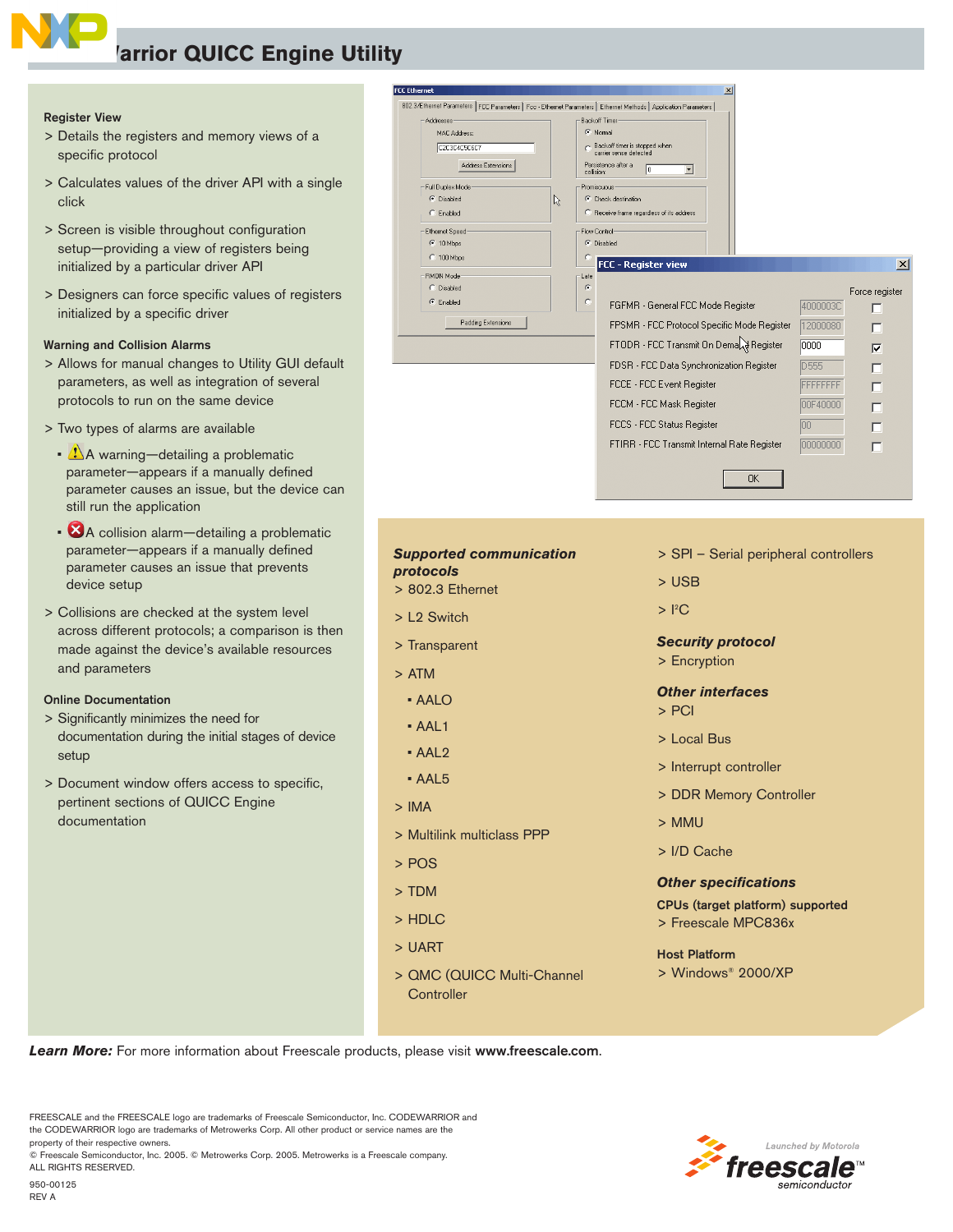# CodeWarrior QUICC Engine Utility

### Register View

- Details the registers and memory views of a specific protocol
- Calculates values of the driver API with a single click
- Screen is visible throughout configuration setup—providing a view of registers being initialized by a particular driver API
- Designers can force specific values of registers initialized by a specific driver

### Warning and Collision Alarms

- Allows for manual changes to Utility GUI default parameters, as well as integration of several protocols to run on the same device
- Two types of alarms are available
  - A warning—detailing a problematic parameter—appears if a manually defined parameter causes an issue, but the device can still run the application
  - A collision alarm—detailing a problematic parameter—appears if a manually defined parameter causes an issue that prevents device setup
- Collisions are checked at the system level across different protocols; a comparison is then made against the device's available resources and parameters

### Online Documentation

- Significantly minimizes the need for documentation during the initial stages of device setup
- Document window offers access to specific, pertinent sections of QUICC Engine documentation

***Supported communication protocols***

- 802.3 Ethernet
- L2 Switch
- Transparent
- ATM
  - AAL0
  - AAL1
  - AAL2
  - AAL5
- IMA
- Multilink multiclass PPP
- POS
- TDM
- HDLC
- UART
- QMC (QUICC Multi-Channel Controller
- SPI – Serial peripheral controllers
- USB
- I²C

***Security protocol***

- Encryption

***Other interfaces***

- PCI
- Local Bus
- Interrupt controller
- DDR Memory Controller
- MMU
- I/D Cache

***Other specifications***

**CPUs (target platform) supported**

- Freescale MPC836x

**Host Platform**

- Windows® 2000/XP

***Learn More:*** For more information about Freescale products, please visit **www.freescale.com**.

FREESCALE and the FREESCALE logo are trademarks of Freescale Semiconductor, Inc. CODEWARRIOR and the CODEWARRIOR logo are trademarks of Metrowerks Corp. All other product or service names are the property of their respective owners.
© Freescale Semiconductor, Inc. 2005. © Metrowerks Corp. 2005. Metrowerks is a Freescale company.
ALL RIGHTS RESERVED.

950-00125
REV A